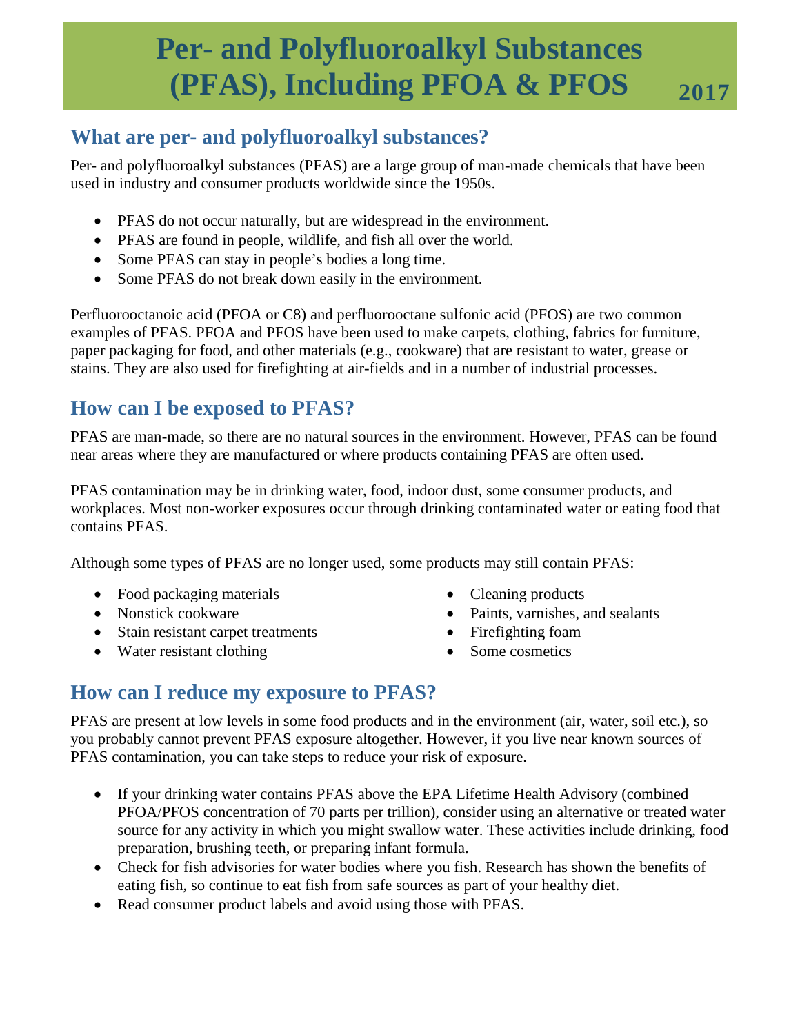# Per- and Polyfluoroalkyl Substances (PFAS), Including PFOA & PFOS

**2017**

## What are per- and polyfluoroalkyl substances?

Per- and polyfluoroalkyl substances (PFAS) are a large group of man-made chemicals that have been used in industry and consumer products worldwide since the 1950s.

- PFAS do not occur naturally, but are widespread in the environment.
- PFAS are found in people, wildlife, and fish all over the world.
- Some PFAS can stay in people's bodies a long time.
- Some PFAS do not break down easily in the environment.

Perfluorooctanoic acid (PFOA or C8) and perfluorooctane sulfonic acid (PFOS) are two common examples of PFAS. PFOA and PFOS have been used to make carpets, clothing, fabrics for furniture, paper packaging for food, and other materials (e.g., cookware) that are resistant to water, grease or stains. They are also used for firefighting at air-fields and in a number of industrial processes.

## How can I be exposed to PFAS?

PFAS are man-made, so there are no natural sources in the environment. However, PFAS can be found near areas where they are manufactured or where products containing PFAS are often used.

PFAS contamination may be in drinking water, food, indoor dust, some consumer products, and workplaces. Most non-worker exposures occur through drinking contaminated water or eating food that contains PFAS.

Although some types of PFAS are no longer used, some products may still contain PFAS:

- Food packaging materials
- Nonstick cookware
- Stain resistant carpet treatments
- Water resistant clothing
- Cleaning products
- Paints, varnishes, and sealants
- Firefighting foam
- Some cosmetics

## How can I reduce my exposure to PFAS?

PFAS are present at low levels in some food products and in the environment (air, water, soil etc.), so you probably cannot prevent PFAS exposure altogether. However, if you live near known sources of PFAS contamination, you can take steps to reduce your risk of exposure.

- If your drinking water contains PFAS above the EPA Lifetime Health Advisory (combined PFOA/PFOS concentration of 70 parts per trillion), consider using an alternative or treated water source for any activity in which you might swallow water. These activities include drinking, food preparation, brushing teeth, or preparing infant formula.
- Check for fish advisories for water bodies where you fish. Research has shown the benefits of eating fish, so continue to eat fish from safe sources as part of your healthy diet.
- Read consumer product labels and avoid using those with PFAS.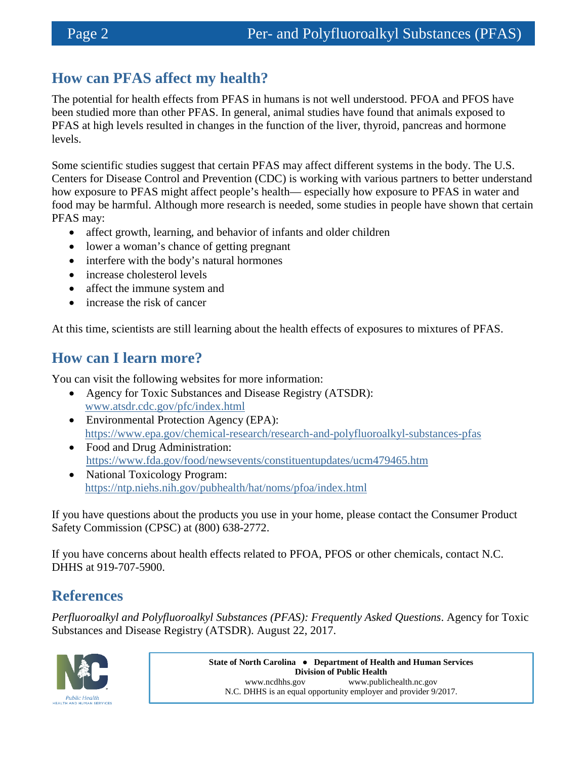## How can PFAS affect my health?

The potential for health effects from PFAS in humans is not well understood. PFOA and PFOS have been studied more than other PFAS. In general, animal studies have found that animals exposed to PFAS at high levels resulted in changes in the function of the liver, thyroid, pancreas and hormone levels.

Some scientific studies suggest that certain PFAS may affect different systems in the body. The U.S. Centers for Disease Control and Prevention (CDC) is working with various partners to better understand how exposure to PFAS might affect people's health— especially how exposure to PFAS in water and food may be harmful. Although more research is needed, some studies in people have shown that certain PFAS may:

- affect growth, learning, and behavior of infants and older children
- lower a woman's chance of getting pregnant
- interfere with the body's natural hormones
- increase cholesterol levels
- affect the immune system and
- increase the risk of cancer

At this time, scientists are still learning about the health effects of exposures to mixtures of PFAS.

## How can I learn more?

You can visit the following websites for more information:

- Agency for Toxic Substances and Disease Registry (ATSDR): www.atsdr.cdc.gov/pfc/index.html
- Environmental Protection Agency (EPA): https://www.epa.gov/chemical-research/research-and-polyfluoroalkyl-substances-pfas
- Food and Drug Administration: https://www.fda.gov/food/newsevents/constituentupdates/ucm479465.htm
- National Toxicology Program: https://ntp.niehs.nih.gov/pubhealth/hat/noms/pfoa/index.html

If you have questions about the products you use in your home, please contact the Consumer Product Safety Commission (CPSC) at (800) 638-2772.

If you have concerns about health effects related to PFOA, PFOS or other chemicals, contact N.C. DHHS at 919-707-5900.

## References

*Perfluoroalkyl and Polyfluoroalkyl Substances (PFAS): Frequently Asked Questions*. Agency for Toxic Substances and Disease Registry (ATSDR). August 22, 2017.

**State of North Carolina • Department of Health and Human Services**
**Division of Public Health**
www.ncdhhs.gov www.publichealth.nc.gov
N.C. DHHS is an equal opportunity employer and provider 9/2017.